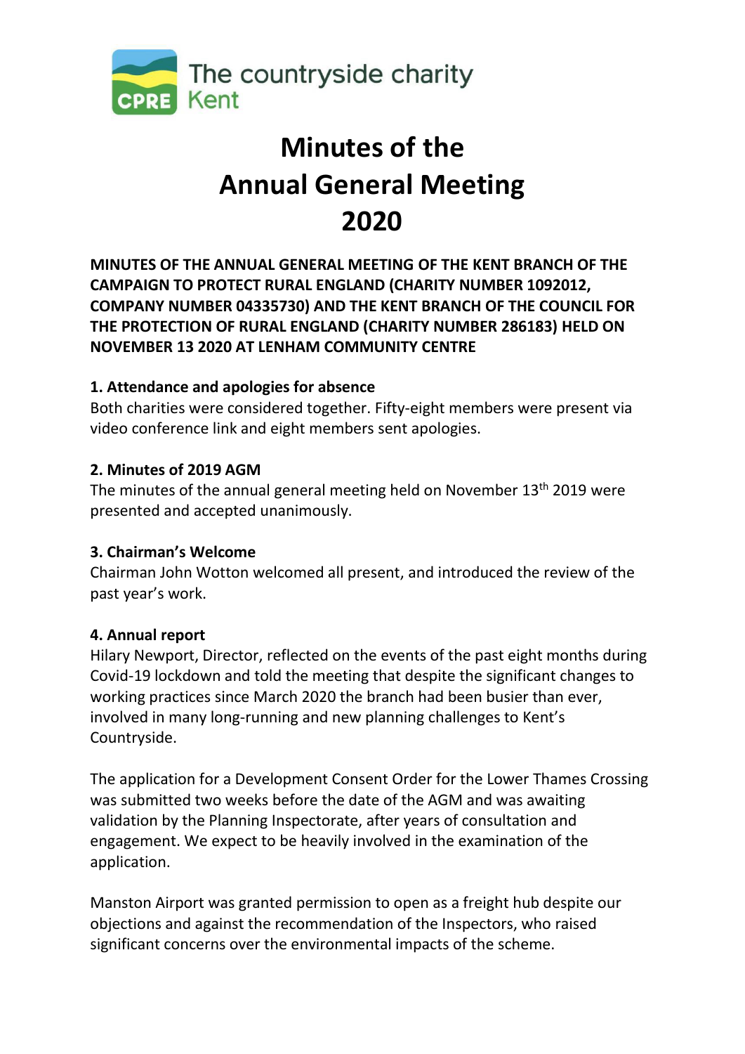The countryside charity
Kent

# Minutes of the Annual General Meeting 2020

**MINUTES OF THE ANNUAL GENERAL MEETING OF THE KENT BRANCH OF THE CAMPAIGN TO PROTECT RURAL ENGLAND (CHARITY NUMBER 1092012, COMPANY NUMBER 04335730) AND THE KENT BRANCH OF THE COUNCIL FOR THE PROTECTION OF RURAL ENGLAND (CHARITY NUMBER 286183) HELD ON NOVEMBER 13 2020 AT LENHAM COMMUNITY CENTRE**

### 1. Attendance and apologies for absence

Both charities were considered together. Fifty-eight members were present via video conference link and eight members sent apologies.

### 2. Minutes of 2019 AGM

The minutes of the annual general meeting held on November 13th 2019 were presented and accepted unanimously.

### 3. Chairman's Welcome

Chairman John Wotton welcomed all present, and introduced the review of the past year's work.

### 4. Annual report

Hilary Newport, Director, reflected on the events of the past eight months during Covid-19 lockdown and told the meeting that despite the significant changes to working practices since March 2020 the branch had been busier than ever, involved in many long-running and new planning challenges to Kent's Countryside.

The application for a Development Consent Order for the Lower Thames Crossing was submitted two weeks before the date of the AGM and was awaiting validation by the Planning Inspectorate, after years of consultation and engagement. We expect to be heavily involved in the examination of the application.

Manston Airport was granted permission to open as a freight hub despite our objections and against the recommendation of the Inspectors, who raised significant concerns over the environmental impacts of the scheme.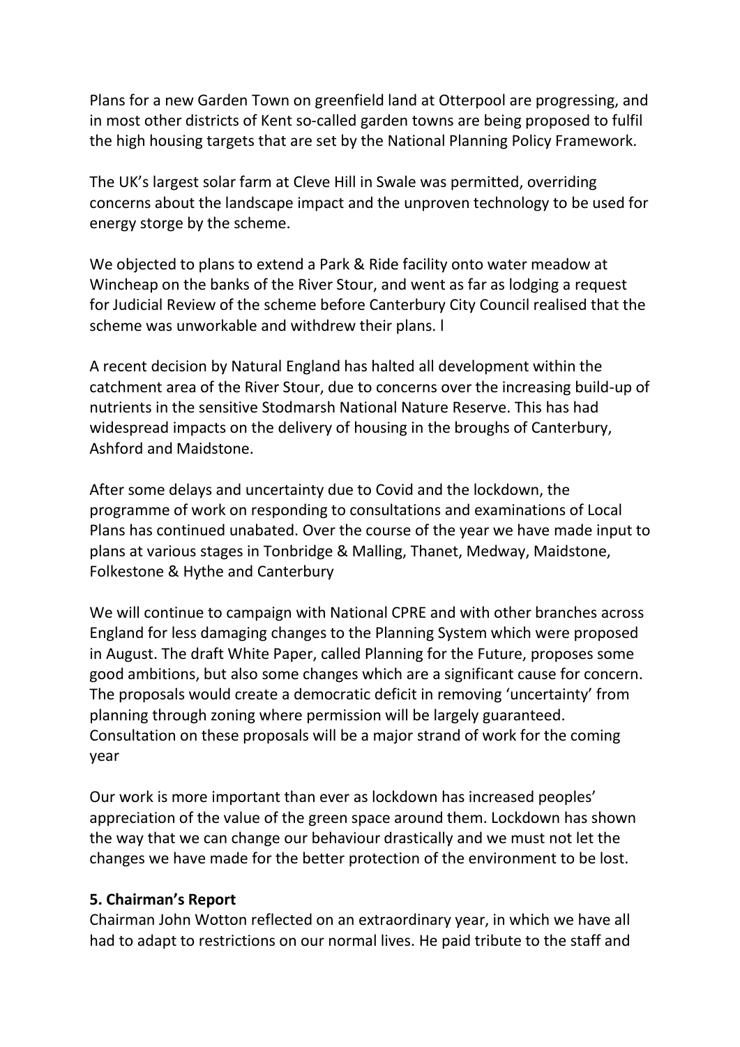Plans for a new Garden Town on greenfield land at Otterpool are progressing, and in most other districts of Kent so-called garden towns are being proposed to fulfil the high housing targets that are set by the National Planning Policy Framework.

The UK's largest solar farm at Cleve Hill in Swale was permitted, overriding concerns about the landscape impact and the unproven technology to be used for energy storge by the scheme.

We objected to plans to extend a Park & Ride facility onto water meadow at Wincheap on the banks of the River Stour, and went as far as lodging a request for Judicial Review of the scheme before Canterbury City Council realised that the scheme was unworkable and withdrew their plans. l

A recent decision by Natural England has halted all development within the catchment area of the River Stour, due to concerns over the increasing build-up of nutrients in the sensitive Stodmarsh National Nature Reserve. This has had widespread impacts on the delivery of housing in the broughs of Canterbury, Ashford and Maidstone.

After some delays and uncertainty due to Covid and the lockdown, the programme of work on responding to consultations and examinations of Local Plans has continued unabated. Over the course of the year we have made input to plans at various stages in Tonbridge & Malling, Thanet, Medway, Maidstone, Folkestone & Hythe and Canterbury

We will continue to campaign with National CPRE and with other branches across England for less damaging changes to the Planning System which were proposed in August. The draft White Paper, called Planning for the Future, proposes some good ambitions, but also some changes which are a significant cause for concern. The proposals would create a democratic deficit in removing 'uncertainty' from planning through zoning where permission will be largely guaranteed. Consultation on these proposals will be a major strand of work for the coming year

Our work is more important than ever as lockdown has increased peoples' appreciation of the value of the green space around them. Lockdown has shown the way that we can change our behaviour drastically and we must not let the changes we have made for the better protection of the environment to be lost.

**5. Chairman's Report**

Chairman John Wotton reflected on an extraordinary year, in which we have all had to adapt to restrictions on our normal lives. He paid tribute to the staff and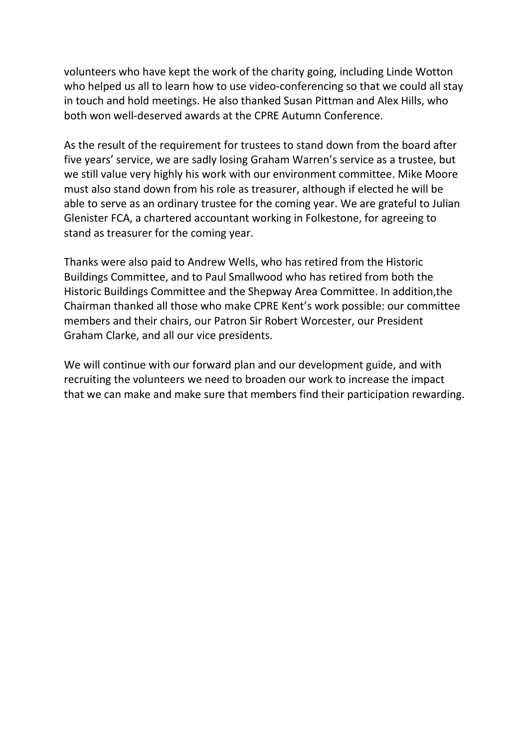volunteers who have kept the work of the charity going, including Linde Wotton who helped us all to learn how to use video-conferencing so that we could all stay in touch and hold meetings. He also thanked Susan Pittman and Alex Hills, who both won well-deserved awards at the CPRE Autumn Conference.

As the result of the requirement for trustees to stand down from the board after five years' service, we are sadly losing Graham Warren's service as a trustee, but we still value very highly his work with our environment committee. Mike Moore must also stand down from his role as treasurer, although if elected he will be able to serve as an ordinary trustee for the coming year. We are grateful to Julian Glenister FCA, a chartered accountant working in Folkestone, for agreeing to stand as treasurer for the coming year.

Thanks were also paid to Andrew Wells, who has retired from the Historic Buildings Committee, and to Paul Smallwood who has retired from both the Historic Buildings Committee and the Shepway Area Committee. In addition,the Chairman thanked all those who make CPRE Kent's work possible: our committee members and their chairs, our Patron Sir Robert Worcester, our President Graham Clarke, and all our vice presidents.

We will continue with our forward plan and our development guide, and with recruiting the volunteers we need to broaden our work to increase the impact that we can make and make sure that members find their participation rewarding.